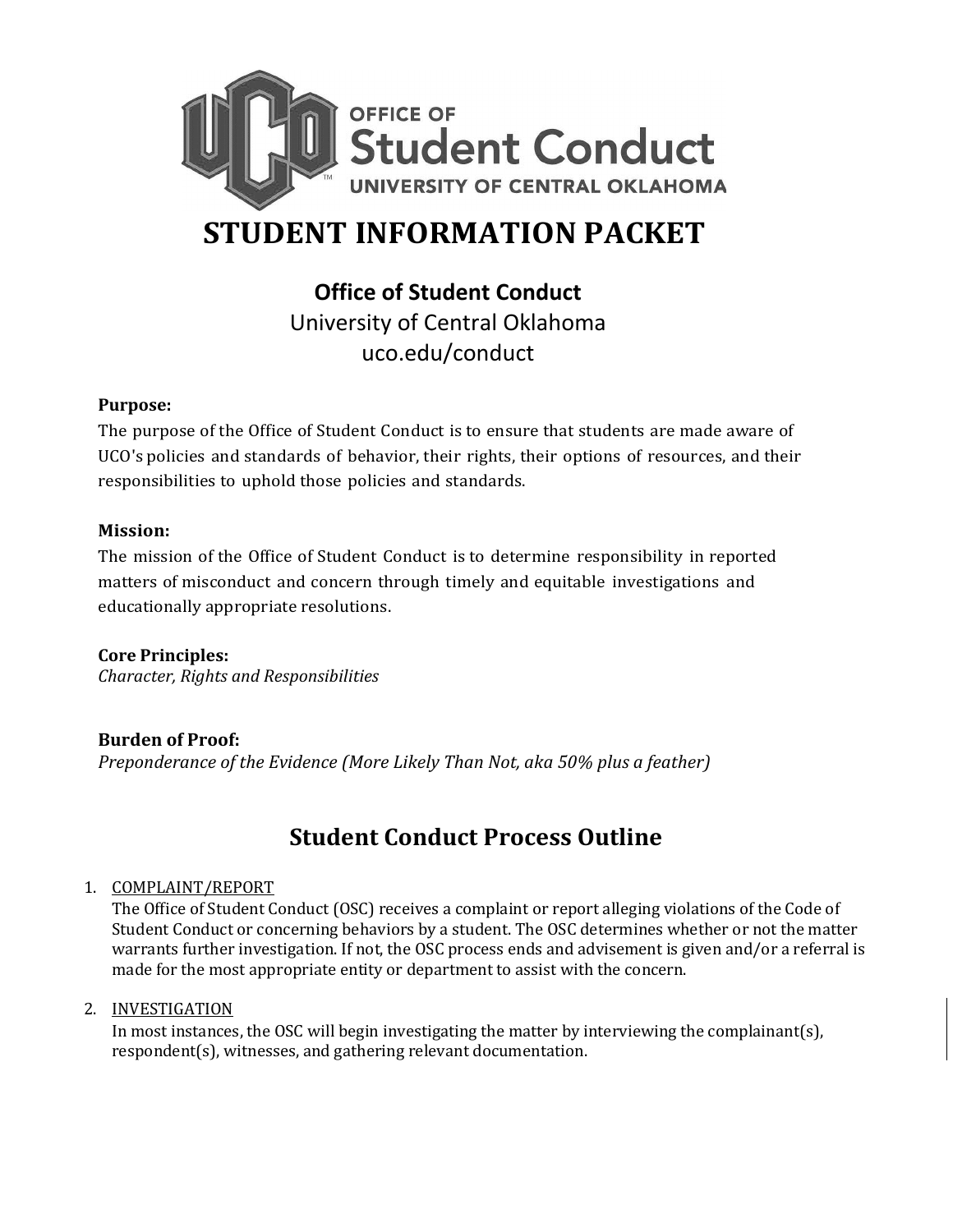OFFICE OF
Student Conduct
UNIVERSITY OF CENTRAL OKLAHOMA

# STUDENT INFORMATION PACKET

## Office of Student Conduct

University of Central Oklahoma
uco.edu/conduct

**Purpose:**
The purpose of the Office of Student Conduct is to ensure that students are made aware of UCO's policies and standards of behavior, their rights, their options of resources, and their responsibilities to uphold those policies and standards.

**Mission:**
The mission of the Office of Student Conduct is to determine responsibility in reported matters of misconduct and concern through timely and equitable investigations and educationally appropriate resolutions.

**Core Principles:**
*Character, Rights and Responsibilities*

**Burden of Proof:**
*Preponderance of the Evidence (More Likely Than Not, aka 50% plus a feather)*

## Student Conduct Process Outline

1. COMPLAINT/REPORT
   The Office of Student Conduct (OSC) receives a complaint or report alleging violations of the Code of Student Conduct or concerning behaviors by a student. The OSC determines whether or not the matter warrants further investigation. If not, the OSC process ends and advisement is given and/or a referral is made for the most appropriate entity or department to assist with the concern.

2. INVESTIGATION
   In most instances, the OSC will begin investigating the matter by interviewing the complainant(s), respondent(s), witnesses, and gathering relevant documentation.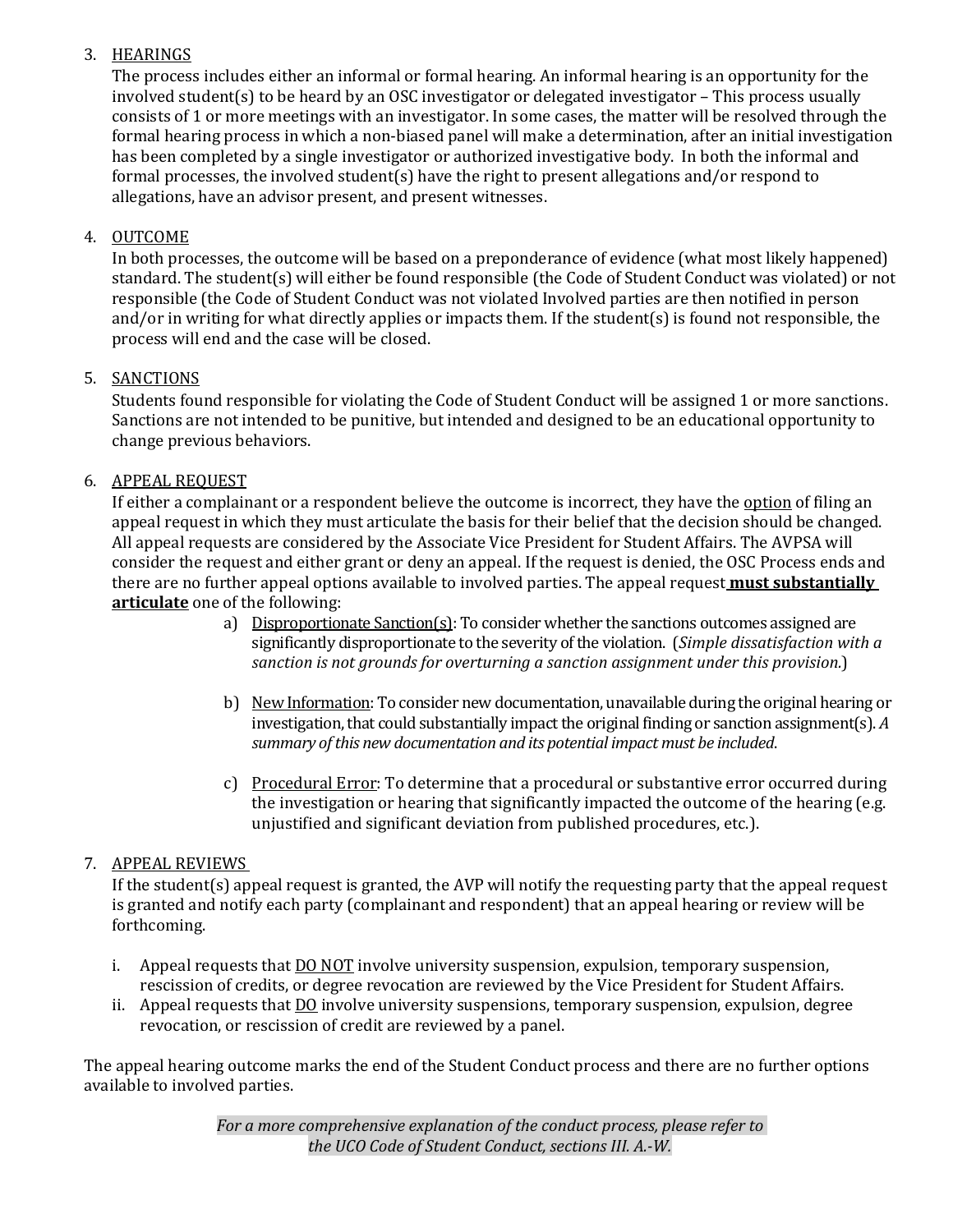3. <u>HEARINGS</u>
   The process includes either an informal or formal hearing. An informal hearing is an opportunity for the involved student(s) to be heard by an OSC investigator or delegated investigator – This process usually consists of 1 or more meetings with an investigator. In some cases, the matter will be resolved through the formal hearing process in which a non-biased panel will make a determination, after an initial investigation has been completed by a single investigator or authorized investigative body. In both the informal and formal processes, the involved student(s) have the right to present allegations and/or respond to allegations, have an advisor present, and present witnesses.

4. <u>OUTCOME</u>
   In both processes, the outcome will be based on a preponderance of evidence (what most likely happened) standard. The student(s) will either be found responsible (the Code of Student Conduct was violated) or not responsible (the Code of Student Conduct was not violated Involved parties are then notified in person and/or in writing for what directly applies or impacts them. If the student(s) is found not responsible, the process will end and the case will be closed.

5. <u>SANCTIONS</u>
   Students found responsible for violating the Code of Student Conduct will be assigned 1 or more sanctions. Sanctions are not intended to be punitive, but intended and designed to be an educational opportunity to change previous behaviors.

6. <u>APPEAL REQUEST</u>
   If either a complainant or a respondent believe the outcome is incorrect, they have the <u>option</u> of filing an appeal request in which they must articulate the basis for their belief that the decision should be changed. All appeal requests are considered by the Associate Vice President for Student Affairs. The AVPSA will consider the request and either grant or deny an appeal. If the request is denied, the OSC Process ends and there are no further appeal options available to involved parties. The appeal request **<u>must substantially articulate</u>** one of the following:

   a) <u>Disproportionate Sanction(s)</u>: To consider whether the sanctions outcomes assigned are significantly disproportionate to the severity of the violation. (*Simple dissatisfaction with a sanction is not grounds for overturning a sanction assignment under this provision.*)

   b) <u>New Information</u>: To consider new documentation, unavailable during the original hearing or investigation, that could substantially impact the original finding or sanction assignment(s). *A summary of this new documentation and its potential impact must be included*.

   c) <u>Procedural Error</u>: To determine that a procedural or substantive error occurred during the investigation or hearing that significantly impacted the outcome of the hearing (e.g. unjustified and significant deviation from published procedures, etc.).

7. <u>APPEAL REVIEWS</u>
   If the student(s) appeal request is granted, the AVP will notify the requesting party that the appeal request is granted and notify each party (complainant and respondent) that an appeal hearing or review will be forthcoming.

   i. Appeal requests that <u>DO NOT</u> involve university suspension, expulsion, temporary suspension, rescission of credits, or degree revocation are reviewed by the Vice President for Student Affairs.
   ii. Appeal requests that <u>DO</u> involve university suspensions, temporary suspension, expulsion, degree revocation, or rescission of credit are reviewed by a panel.

The appeal hearing outcome marks the end of the Student Conduct process and there are no further options available to involved parties.

*For a more comprehensive explanation of the conduct process, please refer to the UCO Code of Student Conduct, sections III. A.-W.*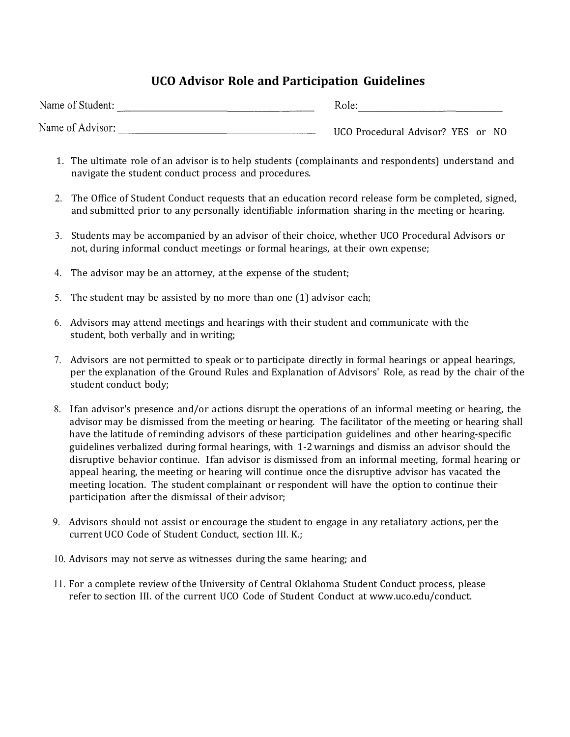# UCO Advisor Role and Participation Guidelines

Name of Student: ______________________________ Role: ______________________

Name of Advisor: ______________________________ UCO Procedural Advisor? YES or NO

1. The ultimate role of an advisor is to help students (complainants and respondents) understand and navigate the student conduct process and procedures.

2. The Office of Student Conduct requests that an education record release form be completed, signed, and submitted prior to any personally identifiable information sharing in the meeting or hearing.

3. Students may be accompanied by an advisor of their choice, whether UCO Procedural Advisors or not, during informal conduct meetings or formal hearings, at their own expense;

4. The advisor may be an attorney, at the expense of the student;

5. The student may be assisted by no more than one (1) advisor each;

6. Advisors may attend meetings and hearings with their student and communicate with the student, both verbally and in writing;

7. Advisors are not permitted to speak or to participate directly in formal hearings or appeal hearings, per the explanation of the Ground Rules and Explanation of Advisors' Role, as read by the chair of the student conduct body;

8. Ifan advisor's presence and/or actions disrupt the operations of an informal meeting or hearing, the advisor may be dismissed from the meeting or hearing. The facilitator of the meeting or hearing shall have the latitude of reminding advisors of these participation guidelines and other hearing-specific guidelines verbalized during formal hearings, with 1-2 warnings and dismiss an advisor should the disruptive behavior continue. Ifan advisor is dismissed from an informal meeting, formal hearing or appeal hearing, the meeting or hearing will continue once the disruptive advisor has vacated the meeting location. The student complainant or respondent will have the option to continue their participation after the dismissal of their advisor;

9. Advisors should not assist or encourage the student to engage in any retaliatory actions, per the current UCO Code of Student Conduct, section III. K.;

10. Advisors may not serve as witnesses during the same hearing; and

11. For a complete review of the University of Central Oklahoma Student Conduct process, please refer to section III. of the current UCO Code of Student Conduct at www.uco.edu/conduct.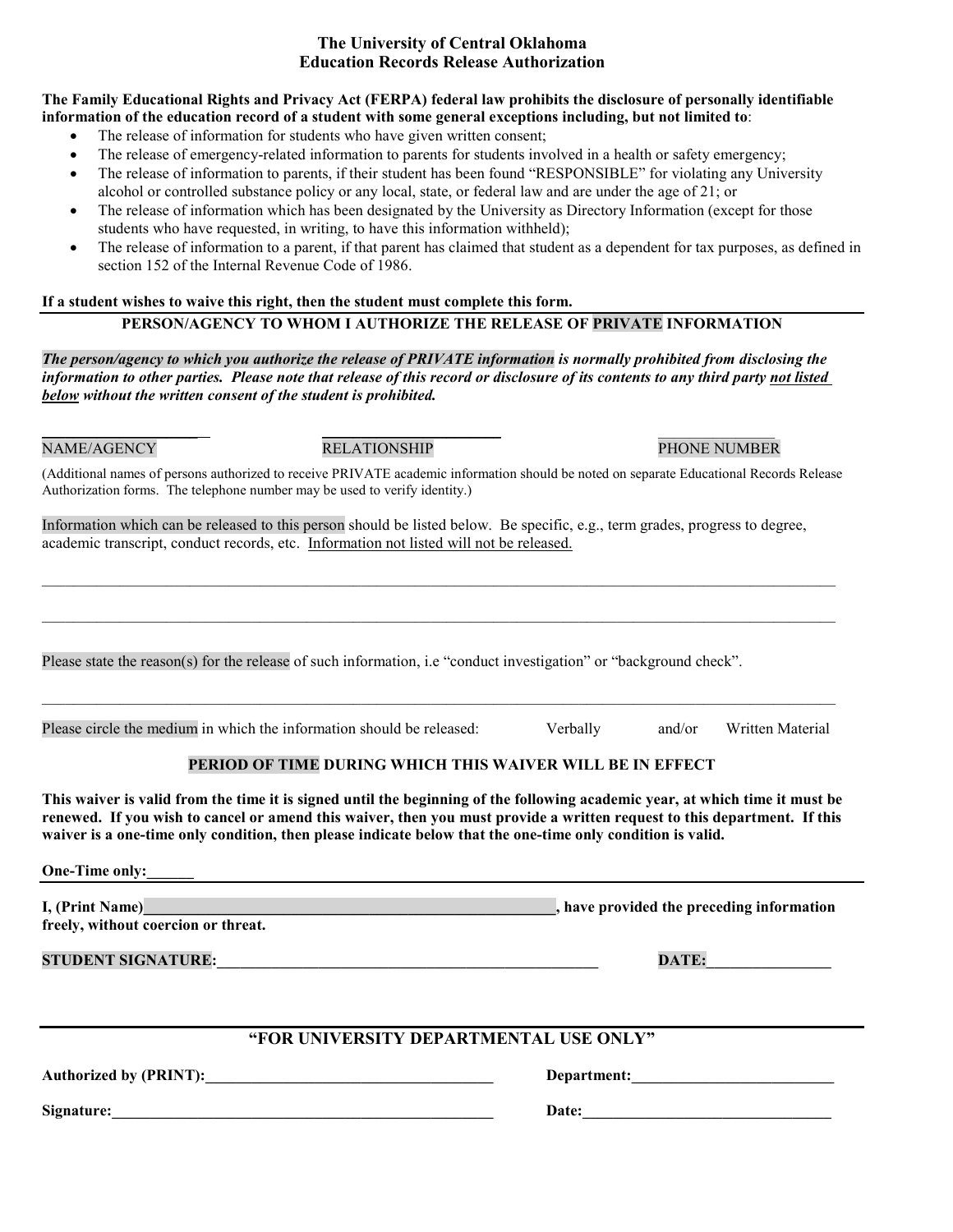# The University of Central Oklahoma
## Education Records Release Authorization

**The Family Educational Rights and Privacy Act (FERPA) federal law prohibits the disclosure of personally identifiable information of the education record of a student with some general exceptions including, but not limited to**:

- The release of information for students who have given written consent;
- The release of emergency-related information to parents for students involved in a health or safety emergency;
- The release of information to parents, if their student has been found "RESPONSIBLE" for violating any University alcohol or controlled substance policy or any local, state, or federal law and are under the age of 21; or
- The release of information which has been designated by the University as Directory Information (except for those students who have requested, in writing, to have this information withheld);
- The release of information to a parent, if that parent has claimed that student as a dependent for tax purposes, as defined in section 152 of the Internal Revenue Code of 1986.

**If a student wishes to waive this right, then the student must complete this form.**

**PERSON/AGENCY TO WHOM I AUTHORIZE THE RELEASE OF PRIVATE INFORMATION**

***The person/agency to which you authorize the release of PRIVATE information is normally prohibited from disclosing the information to other parties. Please note that release of this record or disclosure of its contents to any third party not listed below without the written consent of the student is prohibited.***

_____________________ _____________________ _______________

NAME/AGENCY RELATIONSHIP PHONE NUMBER

(Additional names of persons authorized to receive PRIVATE academic information should be noted on separate Educational Records Release Authorization forms. The telephone number may be used to verify identity.)

Information which can be released to this person should be listed below. Be specific, e.g., term grades, progress to degree, academic transcript, conduct records, etc. Information not listed will not be released.

_______________________________________________________________________________

_______________________________________________________________________________

Please state the reason(s) for the release of such information, i.e "conduct investigation" or "background check".

_______________________________________________________________________________

Please circle the medium in which the information should be released: Verbally and/or Written Material

**PERIOD OF TIME DURING WHICH THIS WAIVER WILL BE IN EFFECT**

**This waiver is valid from the time it is signed until the beginning of the following academic year, at which time it must be renewed. If you wish to cancel or amend this waiver, then you must provide a written request to this department. If this waiver is a one-time only condition, then please indicate below that the one-time only condition is valid.**

**One-Time only:______**

**I, (Print Name)_______________________________________________, have provided the preceding information freely, without coercion or threat.**

**STUDENT SIGNATURE:___________________________________________ DATE:______________**

## "FOR UNIVERSITY DEPARTMENTAL USE ONLY"

**Authorized by (PRINT):________________________________ Department:_______________________**

**Signature:____________________________________________ Date:_____________________________**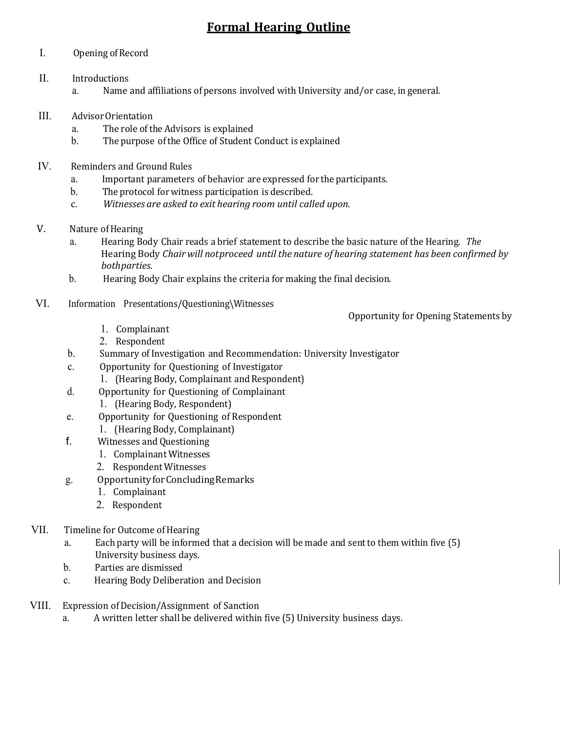# Formal Hearing Outline

I. Opening of Record

II. Introductions
   a. Name and affiliations of persons involved with University and/or case, in general.

III. Advisor Orientation
   a. The role of the Advisors is explained
   b. The purpose of the Office of Student Conduct is explained

IV. Reminders and Ground Rules
   a. Important parameters of behavior are expressed for the participants.
   b. The protocol for witness participation is described.
   c. *Witnesses are asked to exit hearing room until called upon.*

V. Nature of Hearing
   a. Hearing Body Chair reads a brief statement to describe the basic nature of the Hearing. *The* Hearing Body *Chair will not proceed until the nature of hearing statement has been confirmed by both parties.*
   b. Hearing Body Chair explains the criteria for making the final decision.

VI. Information Presentations/Questioning\Witnesses
   Opportunity for Opening Statements by
      1. Complainant
      2. Respondent
   b. Summary of Investigation and Recommendation: University Investigator
   c. Opportunity for Questioning of Investigator
      1. (Hearing Body, Complainant and Respondent)
   d. Opportunity for Questioning of Complainant
      1. (Hearing Body, Respondent)
   e. Opportunity for Questioning of Respondent
      1. (Hearing Body, Complainant)
   f. Witnesses and Questioning
      1. Complainant Witnesses
      2. Respondent Witnesses
   g. Opportunity for Concluding Remarks
      1. Complainant
      2. Respondent

VII. Timeline for Outcome of Hearing
   a. Each party will be informed that a decision will be made and sent to them within five (5) University business days.
   b. Parties are dismissed
   c. Hearing Body Deliberation and Decision

VIII. Expression of Decision/Assignment of Sanction
   a. A written letter shall be delivered within five (5) University business days.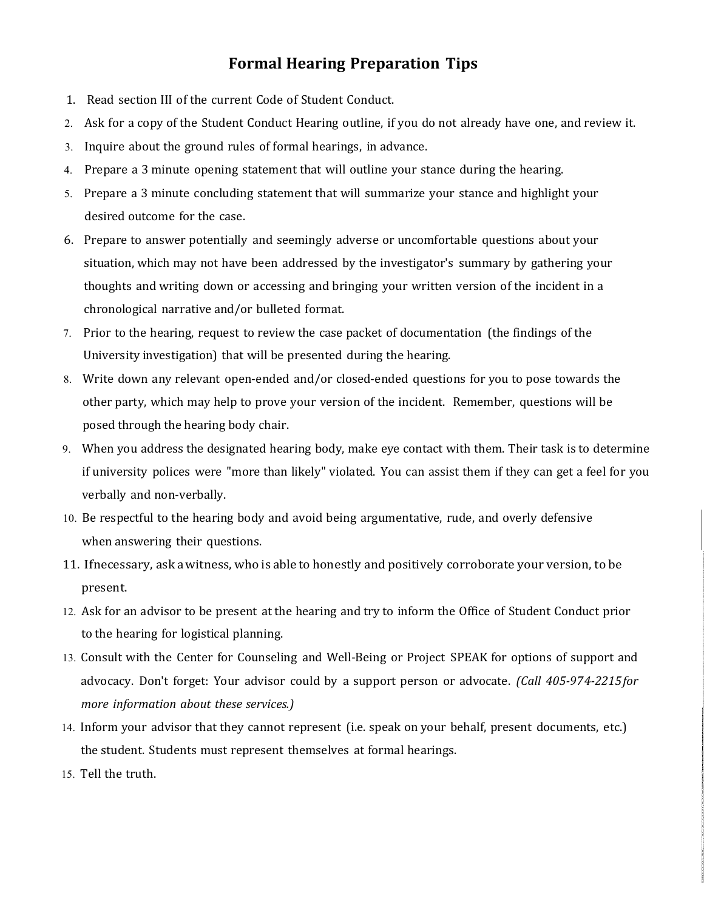# Formal Hearing Preparation Tips

1. Read section III of the current Code of Student Conduct.
2. Ask for a copy of the Student Conduct Hearing outline, if you do not already have one, and review it.
3. Inquire about the ground rules of formal hearings, in advance.
4. Prepare a 3 minute opening statement that will outline your stance during the hearing.
5. Prepare a 3 minute concluding statement that will summarize your stance and highlight your desired outcome for the case.
6. Prepare to answer potentially and seemingly adverse or uncomfortable questions about your situation, which may not have been addressed by the investigator's summary by gathering your thoughts and writing down or accessing and bringing your written version of the incident in a chronological narrative and/or bulleted format.
7. Prior to the hearing, request to review the case packet of documentation (the findings of the University investigation) that will be presented during the hearing.
8. Write down any relevant open-ended and/or closed-ended questions for you to pose towards the other party, which may help to prove your version of the incident. Remember, questions will be posed through the hearing body chair.
9. When you address the designated hearing body, make eye contact with them. Their task is to determine if university polices were "more than likely" violated. You can assist them if they can get a feel for you verbally and non-verbally.
10. Be respectful to the hearing body and avoid being argumentative, rude, and overly defensive when answering their questions.
11. Ifnecessary, ask a witness, who is able to honestly and positively corroborate your version, to be present.
12. Ask for an advisor to be present at the hearing and try to inform the Office of Student Conduct prior to the hearing for logistical planning.
13. Consult with the Center for Counseling and Well-Being or Project SPEAK for options of support and advocacy. Don't forget: Your advisor could by a support person or advocate. *(Call 405-974-2215for more information about these services.)*
14. Inform your advisor that they cannot represent (i.e. speak on your behalf, present documents, etc.) the student. Students must represent themselves at formal hearings.
15. Tell the truth.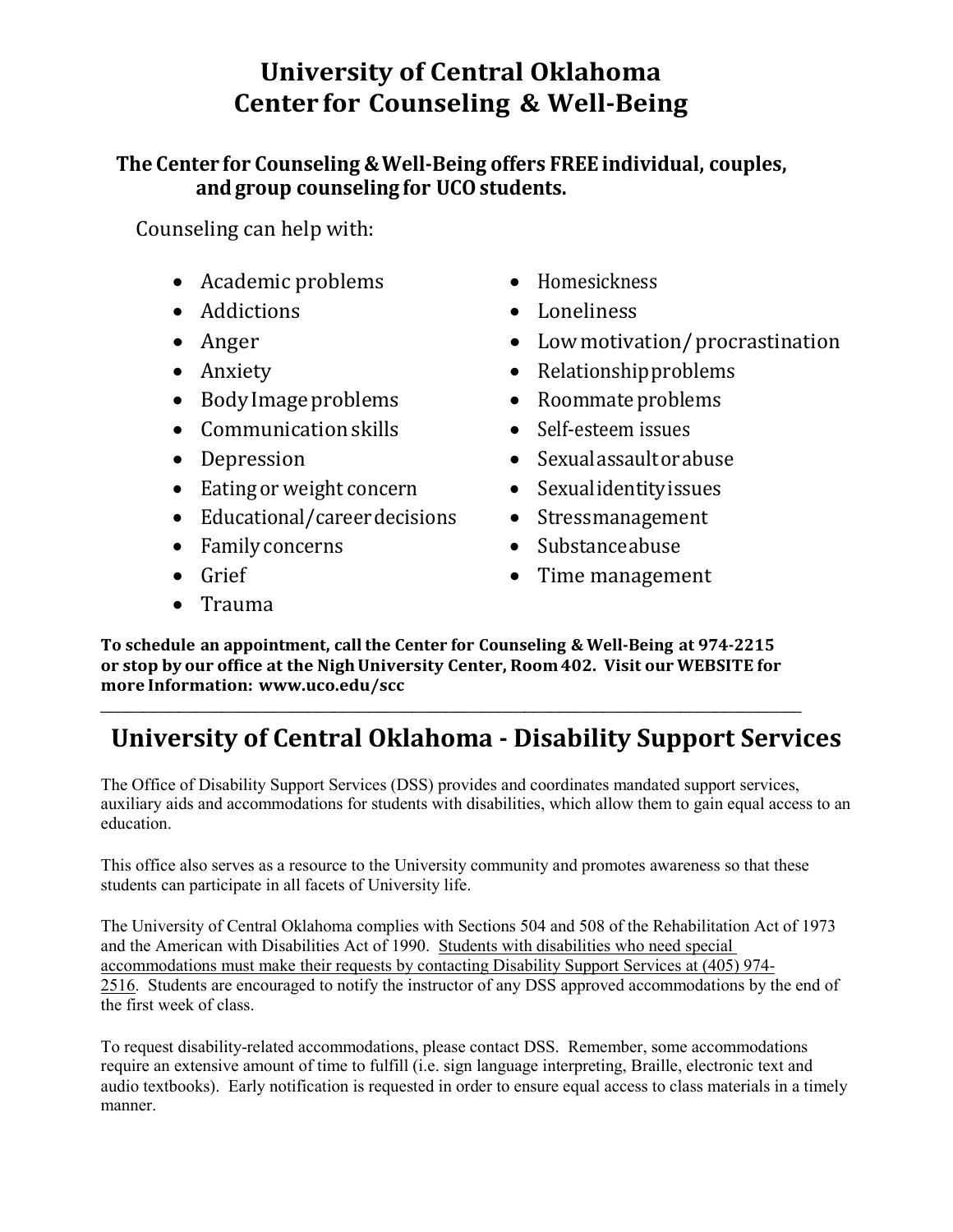# University of Central Oklahoma
# Center for Counseling & Well-Being

**The Center for Counseling & Well-Being offers FREE individual, couples, and group counseling for UCO students.**

Counseling can help with:

- Academic problems
- Addictions
- Anger
- Anxiety
- Body Image problems
- Communication skills
- Depression
- Eating or weight concern
- Educational/career decisions
- Family concerns
- Grief
- Trauma
- Homesickness
- Loneliness
- Low motivation/ procrastination
- Relationship problems
- Roommate problems
- Self-esteem issues
- Sexual assault or abuse
- Sexual identity issues
- Stress management
- Substance abuse
- Time management

**To schedule an appointment, call the Center for Counseling & Well-Being at 974-2215 or stop by our office at the Nigh University Center, Room 402. Visit our WEBSITE for more Information: www.uco.edu/scc**

---

## University of Central Oklahoma - Disability Support Services

The Office of Disability Support Services (DSS) provides and coordinates mandated support services, auxiliary aids and accommodations for students with disabilities, which allow them to gain equal access to an education.

This office also serves as a resource to the University community and promotes awareness so that these students can participate in all facets of University life.

The University of Central Oklahoma complies with Sections 504 and 508 of the Rehabilitation Act of 1973 and the American with Disabilities Act of 1990. <u>Students with disabilities who need special accommodations must make their requests by contacting Disability Support Services at (405) 974-2516</u>. Students are encouraged to notify the instructor of any DSS approved accommodations by the end of the first week of class.

To request disability-related accommodations, please contact DSS. Remember, some accommodations require an extensive amount of time to fulfill (i.e. sign language interpreting, Braille, electronic text and audio textbooks). Early notification is requested in order to ensure equal access to class materials in a timely manner.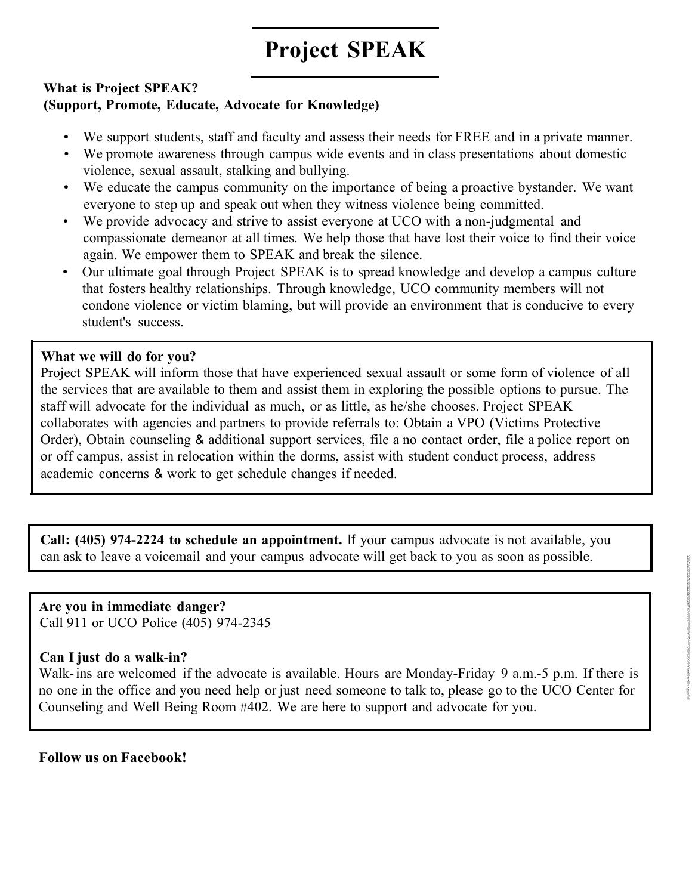# Project SPEAK

**What is Project SPEAK?**
**(Support, Promote, Educate, Advocate for Knowledge)**

- We support students, staff and faculty and assess their needs for FREE and in a private manner.
- We promote awareness through campus wide events and in class presentations about domestic violence, sexual assault, stalking and bullying.
- We educate the campus community on the importance of being a proactive bystander. We want everyone to step up and speak out when they witness violence being committed.
- We provide advocacy and strive to assist everyone at UCO with a non-judgmental and compassionate demeanor at all times. We help those that have lost their voice to find their voice again. We empower them to SPEAK and break the silence.
- Our ultimate goal through Project SPEAK is to spread knowledge and develop a campus culture that fosters healthy relationships. Through knowledge, UCO community members will not condone violence or victim blaming, but will provide an environment that is conducive to every student's success.

**What we will do for you?**
Project SPEAK will inform those that have experienced sexual assault or some form of violence of all the services that are available to them and assist them in exploring the possible options to pursue. The staff will advocate for the individual as much, or as little, as he/she chooses. Project SPEAK collaborates with agencies and partners to provide referrals to: Obtain a VPO (Victims Protective Order), Obtain counseling & additional support services, file a no contact order, file a police report on or off campus, assist in relocation within the dorms, assist with student conduct process, address academic concerns & work to get schedule changes if needed.

**Call: (405) 974-2224 to schedule an appointment.** If your campus advocate is not available, you can ask to leave a voicemail and your campus advocate will get back to you as soon as possible.

**Are you in immediate danger?**
Call 911 or UCO Police (405) 974-2345

**Can I just do a walk-in?**
Walk-ins are welcomed if the advocate is available. Hours are Monday-Friday 9 a.m.-5 p.m. If there is no one in the office and you need help or just need someone to talk to, please go to the UCO Center for Counseling and Well Being Room #402. We are here to support and advocate for you.

**Follow us on Facebook!**